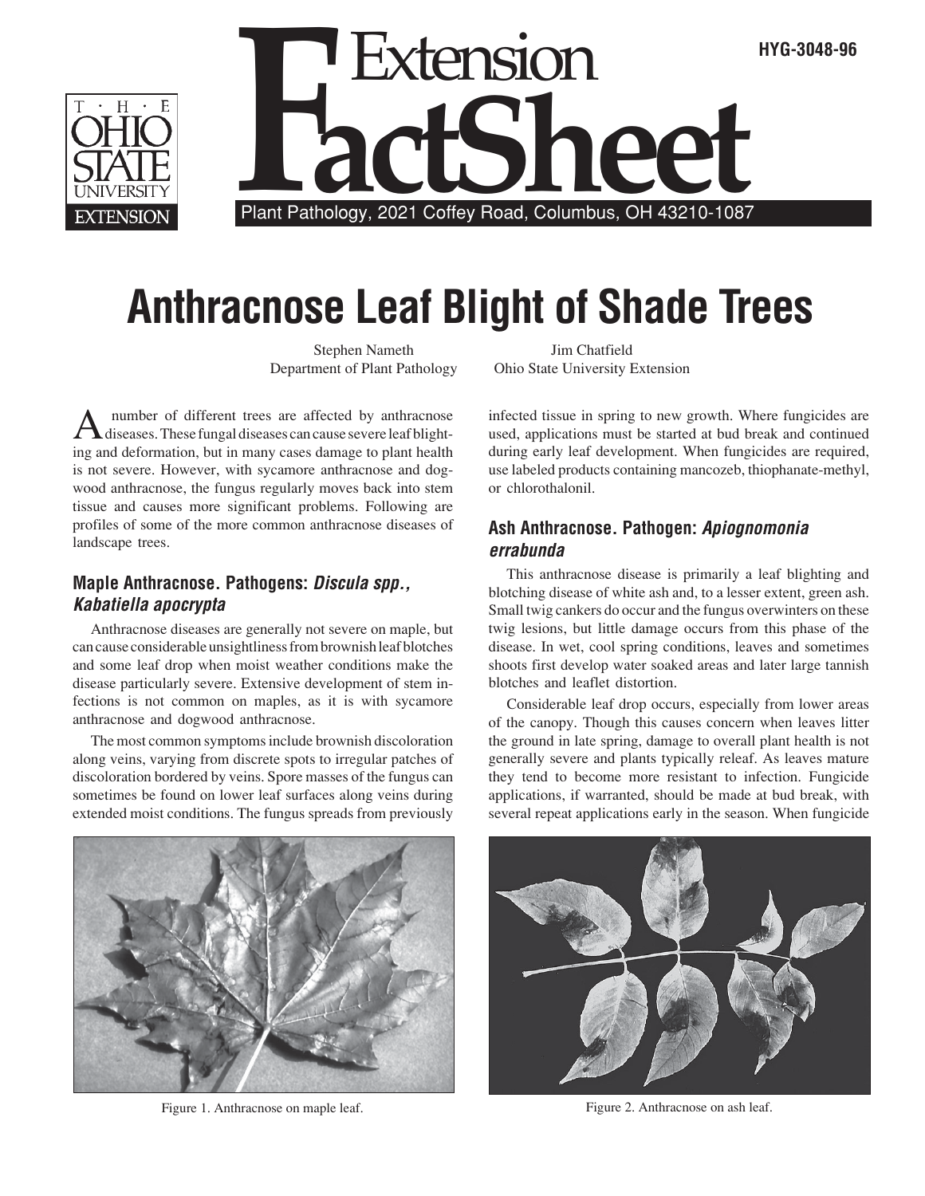HYG-3048-96

# Extension FactSheet

Plant Pathology, 2021 Coffey Road, Columbus, OH 43210-1087

# Anthracnose Leaf Blight of Shade Trees

Stephen Nameth
Department of Plant Pathology

Jim Chatfield
Ohio State University Extension

A number of different trees are affected by anthracnose diseases. These fungal diseases can cause severe leaf blighting and deformation, but in many cases damage to plant health is not severe. However, with sycamore anthracnose and dogwood anthracnose, the fungus regularly moves back into stem tissue and causes more significant problems. Following are profiles of some of the more common anthracnose diseases of landscape trees.

## Maple Anthracnose. Pathogens: *Discula spp., Kabatiella apocrypta*

Anthracnose diseases are generally not severe on maple, but can cause considerable unsightliness from brownish leaf blotches and some leaf drop when moist weather conditions make the disease particularly severe. Extensive development of stem infections is not common on maples, as it is with sycamore anthracnose and dogwood anthracnose.

The most common symptoms include brownish discoloration along veins, varying from discrete spots to irregular patches of discoloration bordered by veins. Spore masses of the fungus can sometimes be found on lower leaf surfaces along veins during extended moist conditions. The fungus spreads from previously infected tissue in spring to new growth. Where fungicides are used, applications must be started at bud break and continued during early leaf development. When fungicides are required, use labeled products containing mancozeb, thiophanate-methyl, or chlorothalonil.

Figure 1. Anthracnose on maple leaf.

## Ash Anthracnose. Pathogen: *Apiognomonia errabunda*

This anthracnose disease is primarily a leaf blighting and blotching disease of white ash and, to a lesser extent, green ash. Small twig cankers do occur and the fungus overwinters on these twig lesions, but little damage occurs from this phase of the disease. In wet, cool spring conditions, leaves and sometimes shoots first develop water soaked areas and later large tannish blotches and leaflet distortion.

Considerable leaf drop occurs, especially from lower areas of the canopy. Though this causes concern when leaves litter the ground in late spring, damage to overall plant health is not generally severe and plants typically releaf. As leaves mature they tend to become more resistant to infection. Fungicide applications, if warranted, should be made at bud break, with several repeat applications early in the season. When fungicide

Figure 2. Anthracnose on ash leaf.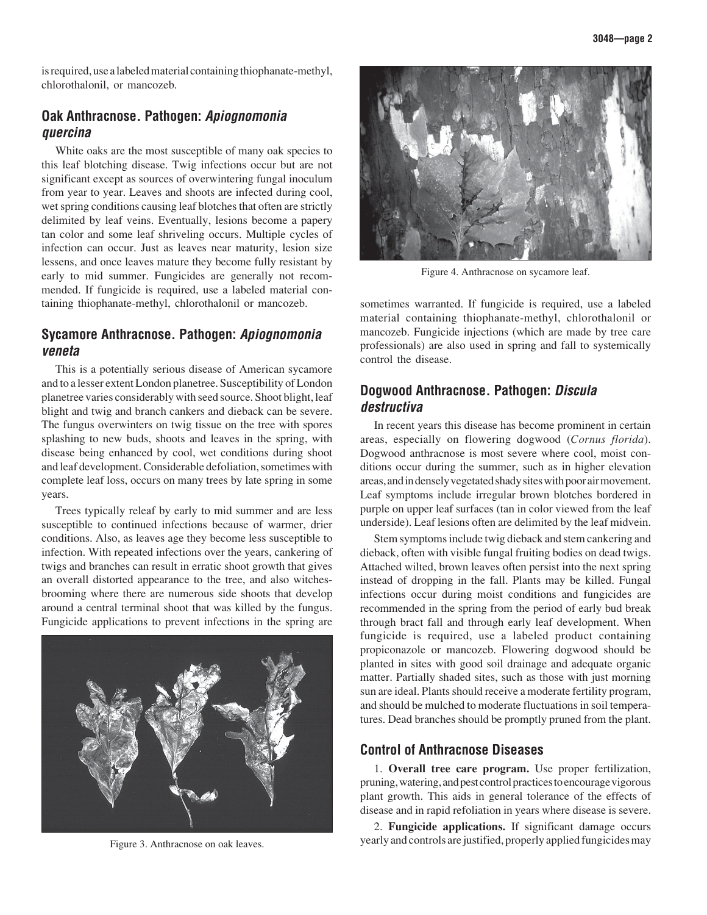is required, use a labeled material containing thiophanate-methyl, chlorothalonil, or mancozeb.

## Oak Anthracnose. Pathogen: *Apiognomonia quercina*

White oaks are the most susceptible of many oak species to this leaf blotching disease. Twig infections occur but are not significant except as sources of overwintering fungal inoculum from year to year. Leaves and shoots are infected during cool, wet spring conditions causing leaf blotches that often are strictly delimited by leaf veins. Eventually, lesions become a papery tan color and some leaf shriveling occurs. Multiple cycles of infection can occur. Just as leaves near maturity, lesion size lessens, and once leaves mature they become fully resistant by early to mid summer. Fungicides are generally not recommended. If fungicide is required, use a labeled material containing thiophanate-methyl, chlorothalonil or mancozeb.

## Sycamore Anthracnose. Pathogen: *Apiognomonia veneta*

This is a potentially serious disease of American sycamore and to a lesser extent London planetree. Susceptibility of London planetree varies considerably with seed source. Shoot blight, leaf blight and twig and branch cankers and dieback can be severe. The fungus overwinters on twig tissue on the tree with spores splashing to new buds, shoots and leaves in the spring, with disease being enhanced by cool, wet conditions during shoot and leaf development. Considerable defoliation, sometimes with complete leaf loss, occurs on many trees by late spring in some years.

Trees typically releaf by early to mid summer and are less susceptible to continued infections because of warmer, drier conditions. Also, as leaves age they become less susceptible to infection. With repeated infections over the years, cankering of twigs and branches can result in erratic shoot growth that gives an overall distorted appearance to the tree, and also witches-brooming where there are numerous side shoots that develop around a central terminal shoot that was killed by the fungus. Fungicide applications to prevent infections in the spring are sometimes warranted. If fungicide is required, use a labeled material containing thiophanate-methyl, chlorothalonil or mancozeb. Fungicide injections (which are made by tree care professionals) are also used in spring and fall to systemically control the disease.

Figure 3. Anthracnose on oak leaves.

Figure 4. Anthracnose on sycamore leaf.

## Dogwood Anthracnose. Pathogen: *Discula destructiva*

In recent years this disease has become prominent in certain areas, especially on flowering dogwood (*Cornus florida*). Dogwood anthracnose is most severe where cool, moist conditions occur during the summer, such as in higher elevation areas, and in densely vegetated shady sites with poor air movement. Leaf symptoms include irregular brown blotches bordered in purple on upper leaf surfaces (tan in color viewed from the leaf underside). Leaf lesions often are delimited by the leaf midvein.

Stem symptoms include twig dieback and stem cankering and dieback, often with visible fungal fruiting bodies on dead twigs. Attached wilted, brown leaves often persist into the next spring instead of dropping in the fall. Plants may be killed. Fungal infections occur during moist conditions and fungicides are recommended in the spring from the period of early bud break through bract fall and through early leaf development. When fungicide is required, use a labeled product containing propiconazole or mancozeb. Flowering dogwood should be planted in sites with good soil drainage and adequate organic matter. Partially shaded sites, such as those with just morning sun are ideal. Plants should receive a moderate fertility program, and should be mulched to moderate fluctuations in soil temperatures. Dead branches should be promptly pruned from the plant.

## Control of Anthracnose Diseases

1. **Overall tree care program.** Use proper fertilization, pruning, watering, and pest control practices to encourage vigorous plant growth. This aids in general tolerance of the effects of disease and in rapid refoliation in years where disease is severe.

2. **Fungicide applications.** If significant damage occurs yearly and controls are justified, properly applied fungicides may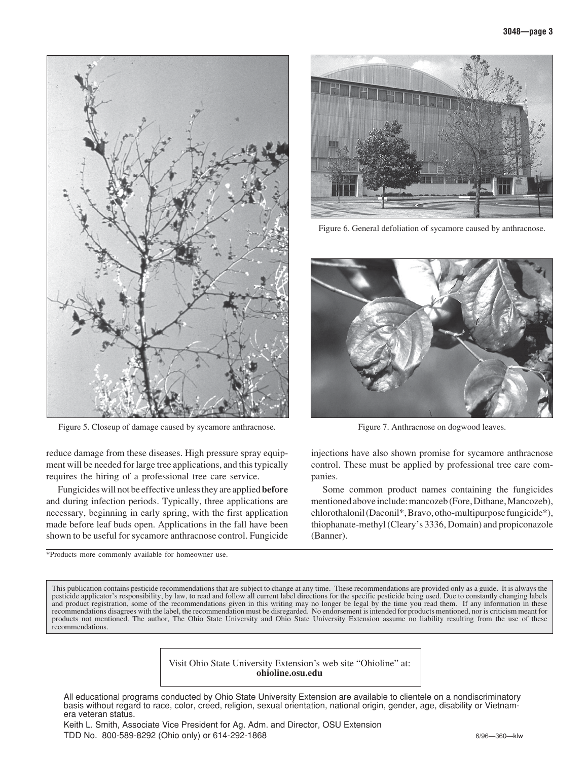Figure 5. Closeup of damage caused by sycamore anthracnose.

Figure 6. General defoliation of sycamore caused by anthracnose.

Figure 7. Anthracnose on dogwood leaves.

reduce damage from these diseases. High pressure spray equipment will be needed for large tree applications, and this typically requires the hiring of a professional tree care service.

Fungicides will not be effective unless they are applied **before** and during infection periods. Typically, three applications are necessary, beginning in early spring, with the first application made before leaf buds open. Applications in the fall have been shown to be useful for sycamore anthracnose control. Fungicide injections have also shown promise for sycamore anthracnose control. These must be applied by professional tree care companies.

Some common product names containing the fungicides mentioned above include: mancozeb (Fore, Dithane, Mancozeb), chlorothalonil (Daconil*, Bravo, otho-multipurpose fungicide*), thiophanate-methyl (Cleary's 3336, Domain) and propiconazole (Banner).

*Products more commonly available for homeowner use.

This publication contains pesticide recommendations that are subject to change at any time. These recommendations are provided only as a guide. It is always the pesticide applicator's responsibility, by law, to read and follow all current label directions for the specific pesticide being used. Due to constantly changing labels and product registration, some of the recommendations given in this writing may no longer be legal by the time you read them. If any information in these recommendations disagrees with the label, the recommendation must be disregarded. No endorsement is intended for products mentioned, nor is criticism meant for products not mentioned. The author, The Ohio State University and Ohio State University Extension assume no liability resulting from the use of these recommendations.

Visit Ohio State University Extension's web site "Ohioline" at:
**ohioline.osu.edu**

All educational programs conducted by Ohio State University Extension are available to clientele on a nondiscriminatory basis without regard to race, color, creed, religion, sexual orientation, national origin, gender, age, disability or Vietnam-era veteran status.

Keith L. Smith, Associate Vice President for Ag. Adm. and Director, OSU Extension

TDD No. 800-589-8292 (Ohio only) or 614-292-1868

6/96—360—klw